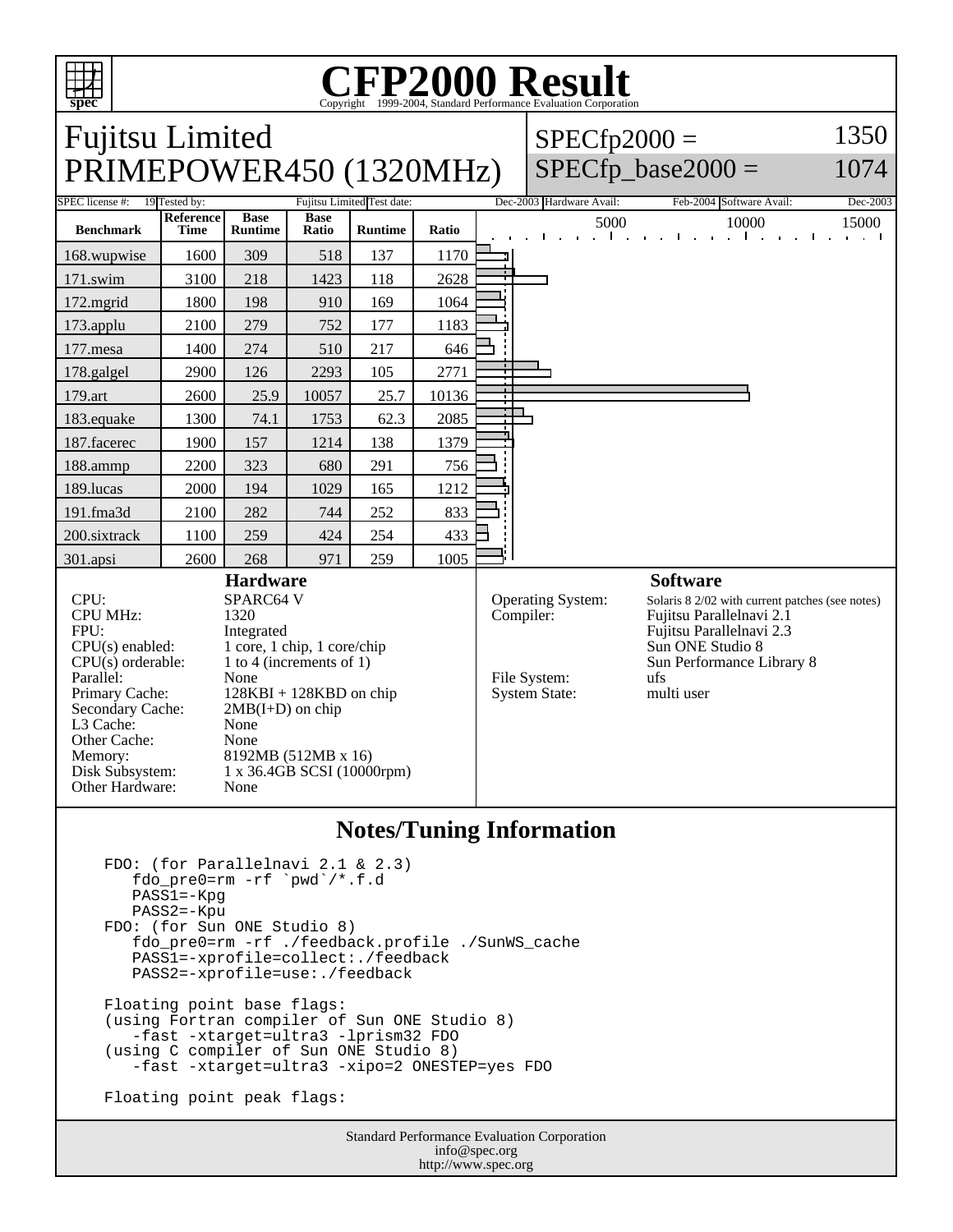# CFP2000 Result

Copyright 1999-2004, Standard Performance Evaluation Corporation

## Fujitsu Limited
## PRIMEPOWER450 (1320MHz)

SPECfp2000 = 1350
SPECfp_base2000 = 1074

SPEC license #: 19 | Tested by: Fujitsu Limited | Test date: Dec-2003 | Hardware Avail: Feb-2004 | Software Avail: Dec-2003

| Benchmark | Reference Time | Base Runtime | Base Ratio | Runtime | Ratio |
|---|---|---|---|---|---|
| 168.wupwise | 1600 | 309 | 518 | 137 | 1170 |
| 171.swim | 3100 | 218 | 1423 | 118 | 2628 |
| 172.mgrid | 1800 | 198 | 910 | 169 | 1064 |
| 173.applu | 2100 | 279 | 752 | 177 | 1183 |
| 177.mesa | 1400 | 274 | 510 | 217 | 646 |
| 178.galgel | 2900 | 126 | 2293 | 105 | 2771 |
| 179.art | 2600 | 25.9 | 10057 | 25.7 | 10136 |
| 183.equake | 1300 | 74.1 | 1753 | 62.3 | 2085 |
| 187.facerec | 1900 | 157 | 1214 | 138 | 1379 |
| 188.ammp | 2200 | 323 | 680 | 291 | 756 |
| 189.lucas | 2000 | 194 | 1029 | 165 | 1212 |
| 191.fma3d | 2100 | 282 | 744 | 252 | 833 |
| 200.sixtrack | 1100 | 259 | 424 | 254 | 433 |
| 301.apsi | 2600 | 268 | 971 | 259 | 1005 |

### Hardware

- CPU: SPARC64 V
- CPU MHz: 1320
- FPU: Integrated
- CPU(s) enabled: 1 core, 1 chip, 1 core/chip
- CPU(s) orderable: 1 to 4 (increments of 1)
- Parallel: None
- Primary Cache: 128KBI + 128KBD on chip
- Secondary Cache: 2MB(I+D) on chip
- L3 Cache: None
- Other Cache: None
- Memory: 8192MB (512MB x 16)
- Disk Subsystem: 1 x 36.4GB SCSI (10000rpm)
- Other Hardware: None

### Software

- Operating System: Solaris 8 2/02 with current patches (see notes)
- Compiler: Fujitsu Parallelnavi 2.1
  Fujitsu Parallelnavi 2.3
  Sun ONE Studio 8
  Sun Performance Library 8
- File System: ufs
- System State: multi user

## Notes/Tuning Information

```
FDO: (for Parallelnavi 2.1 & 2.3)
   fdo_pre0=rm -rf `pwd`/*.f.d
   PASS1=-Kpg
   PASS2=-Kpu
FDO: (for Sun ONE Studio 8)
   fdo_pre0=rm -rf ./feedback.profile ./SunWS_cache
   PASS1=-xprofile=collect:./feedback
   PASS2=-xprofile=use:./feedback

Floating point base flags:
(using Fortran compiler of Sun ONE Studio 8)
   -fast -xtarget=ultra3 -lprism32 FDO
(using C compiler of Sun ONE Studio 8)
   -fast -xtarget=ultra3 -xipo=2 ONESTEP=yes FDO

Floating point peak flags:
```

Standard Performance Evaluation Corporation
info@spec.org
http://www.spec.org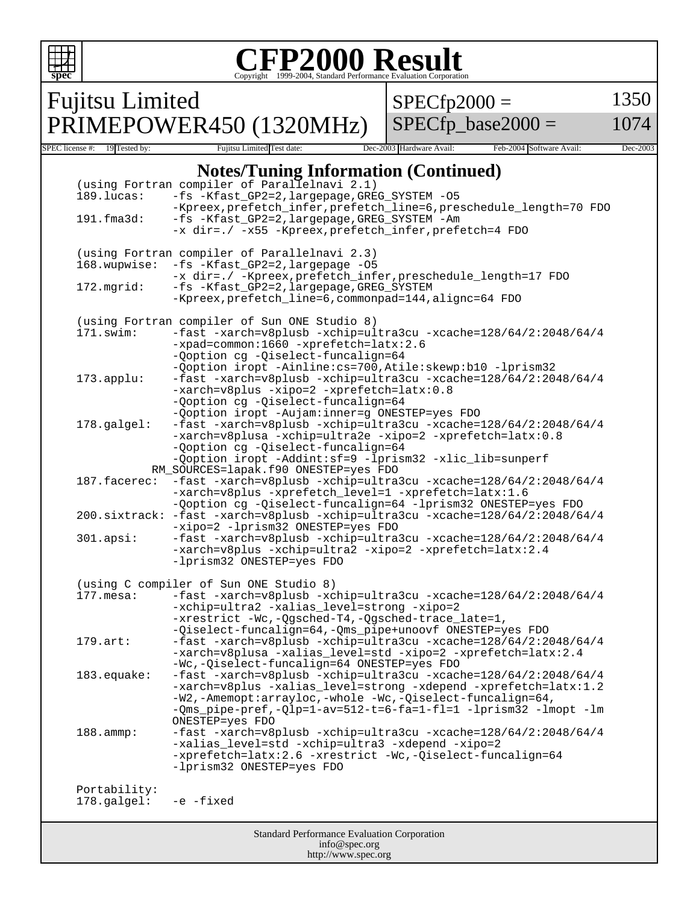# CFP2000 Result

Copyright 1999-2004, Standard Performance Evaluation Corporation

| Fujitsu Limited PRIMEPOWER450 (1320MHz) | SPECfp2000 = 1350 |
| --- | --- |
| | SPECfp_base2000 = 1074 |

SPEC license #: 19 Tested by: Fujitsu Limited Test date: Dec-2003 Hardware Avail: Feb-2004 Software Avail: Dec-2003

## Notes/Tuning Information (Continued)

```
(using Fortran compiler of Parallelnavi 2.1)
189.lucas:    -fs -Kfast_GP2=2,largepage,GREG_SYSTEM -O5
              -Kpreex,prefetch_infer,prefetch_line=6,preschedule_length=70 FDO
191.fma3d:    -fs -Kfast_GP2=2,largepage,GREG_SYSTEM -Am
              -x dir=./ -x55 -Kpreex,prefetch_infer,prefetch=4 FDO

(using Fortran compiler of Parallelnavi 2.3)
168.wupwise:  -fs -Kfast_GP2=2,largepage -O5
              -x dir=./ -Kpreex,prefetch_infer,preschedule_length=17 FDO
172.mgrid:    -fs -Kfast_GP2=2,largepage,GREG_SYSTEM
              -Kpreex,prefetch_line=6,commonpad=144,alignc=64 FDO

(using Fortran compiler of Sun ONE Studio 8)
171.swim:     -fast -xarch=v8plusb -xchip=ultra3cu -xcache=128/64/2:2048/64/4
              -xpad=common:1660 -xprefetch=latx:2.6
              -Qoption cg -Qiselect-funcalign=64
              -Qoption iropt -Ainline:cs=700,Atile:skewp:b10 -lprism32
173.applu:    -fast -xarch=v8plusb -xchip=ultra3cu -xcache=128/64/2:2048/64/4
              -xarch=v8plus -xipo=2 -xprefetch=latx:0.8
              -Qoption cg -Qiselect-funcalign=64
              -Qoption iropt -Aujam:inner=g ONESTEP=yes FDO
178.galgel:   -fast -xarch=v8plusb -xchip=ultra3cu -xcache=128/64/2:2048/64/4
              -xarch=v8plusa -xchip=ultra2e -xipo=2 -xprefetch=latx:0.8
              -Qoption cg -Qiselect-funcalign=64
              -Qoption iropt -Addint:sf=9 -lprism32 -xlic_lib=sunperf
          RM_SOURCES=lapak.f90 ONESTEP=yes FDO
187.facerec:  -fast -xarch=v8plusb -xchip=ultra3cu -xcache=128/64/2:2048/64/4
              -xarch=v8plus -xprefetch_level=1 -xprefetch=latx:1.6
              -Qoption cg -Qiselect-funcalign=64 -lprism32 ONESTEP=yes FDO
200.sixtrack: -fast -xarch=v8plusb -xchip=ultra3cu -xcache=128/64/2:2048/64/4
              -xipo=2 -lprism32 ONESTEP=yes FDO
301.apsi:     -fast -xarch=v8plusb -xchip=ultra3cu -xcache=128/64/2:2048/64/4
              -xarch=v8plus -xchip=ultra2 -xipo=2 -xprefetch=latx:2.4
              -lprism32 ONESTEP=yes FDO

(using C compiler of Sun ONE Studio 8)
177.mesa:     -fast -xarch=v8plusb -xchip=ultra3cu -xcache=128/64/2:2048/64/4
              -xchip=ultra2 -xalias_level=strong -xipo=2
              -xrestrict -Wc,-Qgsched-T4,-Qgsched-trace_late=1,
              -Qiselect-funcalign=64,-Qms_pipe+unoovf ONESTEP=yes FDO
179.art:      -fast -xarch=v8plusb -xchip=ultra3cu -xcache=128/64/2:2048/64/4
              -xarch=v8plusa -xalias_level=std -xipo=2 -xprefetch=latx:2.4
              -Wc,-Qiselect-funcalign=64 ONESTEP=yes FDO
183.equake:   -fast -xarch=v8plusb -xchip=ultra3cu -xcache=128/64/2:2048/64/4
              -xarch=v8plus -xalias_level=strong -xdepend -xprefetch=latx:1.2
              -W2,-Amemopt:arrayloc,-whole -Wc,-Qiselect-funcalign=64,
              -Qms_pipe-pref,-Qlp=1-av=512-t=6-fa=1-fl=1 -lprism32 -lmopt -lm
              ONESTEP=yes FDO
188.ammp:     -fast -xarch=v8plusb -xchip=ultra3cu -xcache=128/64/2:2048/64/4
              -xalias_level=std -xchip=ultra3 -xdepend -xipo=2
              -xprefetch=latx:2.6 -xrestrict -Wc,-Qiselect-funcalign=64
              -lprism32 ONESTEP=yes FDO

Portability:
178.galgel:   -e -fixed
```

Standard Performance Evaluation Corporation
info@spec.org
http://www.spec.org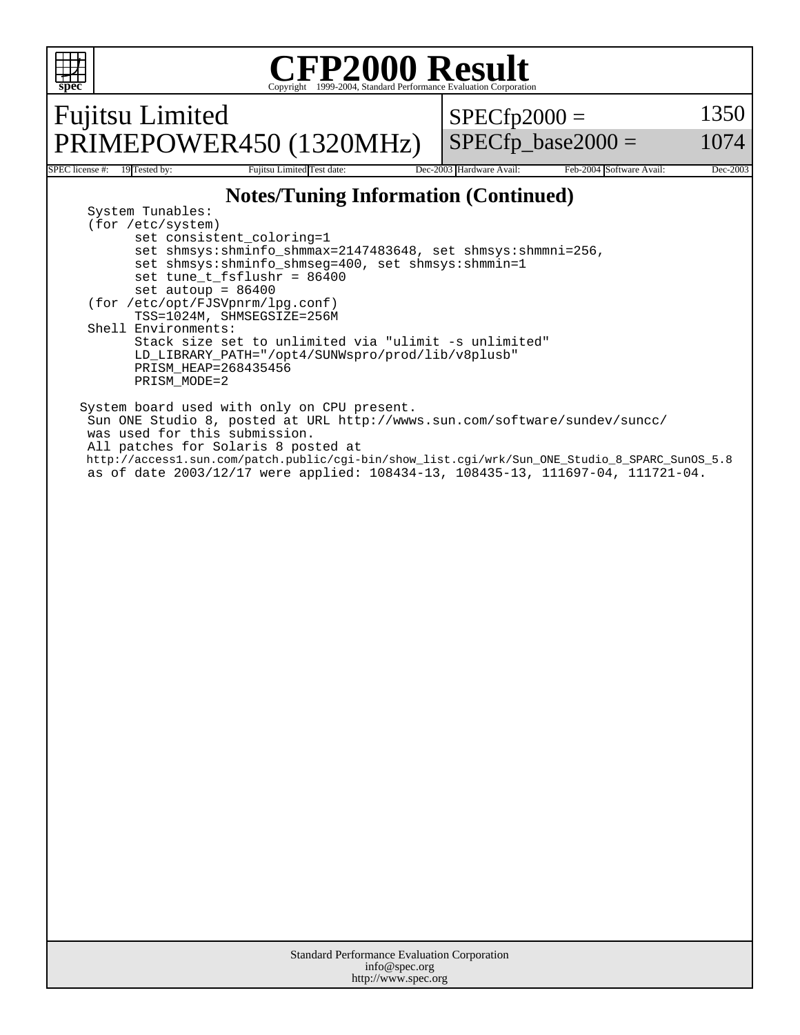# CFP2000 Result

Copyright 1999-2004, Standard Performance Evaluation Corporation

## Fujitsu Limited
## PRIMEPOWER450 (1320MHz)

SPECfp2000 = 1350

SPECfp_base2000 = 1074

| SPEC license #: | 19 | Tested by: | Fujitsu Limited | Test date: | Dec-2003 | Hardware Avail: | Feb-2004 | Software Avail: | Dec-2003 |
|---|---|---|---|---|---|---|---|---|---|

## Notes/Tuning Information (Continued)

```
 System Tunables:
 (for /etc/system)
       set consistent_coloring=1
       set shmsys:shminfo_shmmax=2147483648, set shmsys:shmmni=256,
       set shmsys:shminfo_shmseg=400, set shmsys:shmmin=1
       set tune_t_fsflushr = 86400
       set autoup = 86400
 (for /etc/opt/FJSVpnrm/lpg.conf)
       TSS=1024M, SHMSEGSIZE=256M
 Shell Environments:
       Stack size set to unlimited via "ulimit -s unlimited"
       LD_LIBRARY_PATH="/opt4/SUNWspro/prod/lib/v8plusb"
       PRISM_HEAP=268435456
       PRISM_MODE=2

System board used with only on CPU present.
 Sun ONE Studio 8, posted at URL http://wwws.sun.com/software/sundev/suncc/
 was used for this submission.
 All patches for Solaris 8 posted at
 http://access1.sun.com/patch.public/cgi-bin/show_list.cgi/wrk/Sun_ONE_Studio_8_SPARC_SunOS_5.8
 as of date 2003/12/17 were applied: 108434-13, 108435-13, 111697-04, 111721-04.
```

Standard Performance Evaluation Corporation
info@spec.org
http://www.spec.org